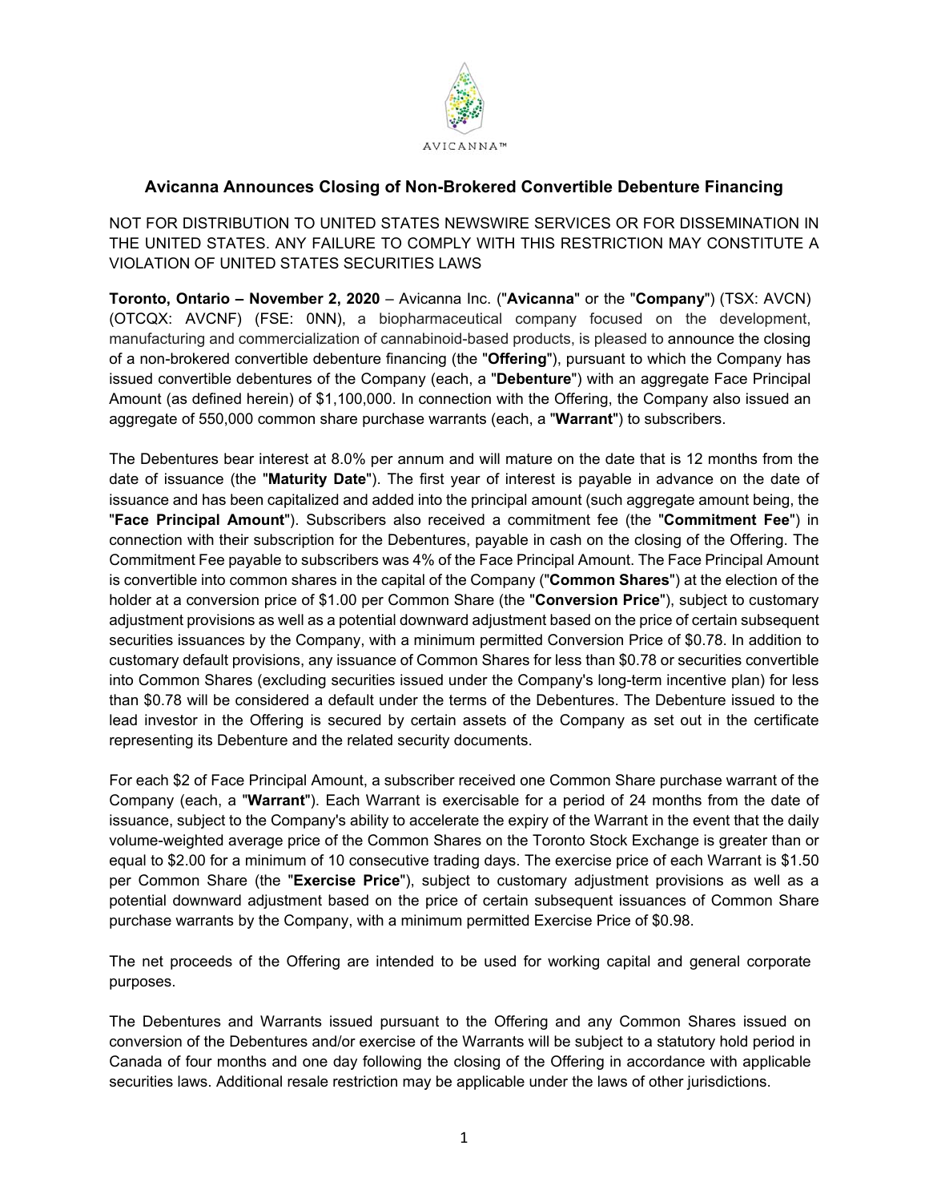# Avicanna Announces Closing of Non-Brokered Convertible Debenture Financing

NOT FOR DISTRIBUTION TO UNITED STATES NEWSWIRE SERVICES OR FOR DISSEMINATION IN THE UNITED STATES. ANY FAILURE TO COMPLY WITH THIS RESTRICTION MAY CONSTITUTE A VIOLATION OF UNITED STATES SECURITIES LAWS

**Toronto, Ontario – November 2, 2020** – Avicanna Inc. ("**Avicanna**" or the "**Company**") (TSX: AVCN) (OTCQX: AVCNF) (FSE: 0NN), a biopharmaceutical company focused on the development, manufacturing and commercialization of cannabinoid-based products, is pleased to announce the closing of a non-brokered convertible debenture financing (the "**Offering**"), pursuant to which the Company has issued convertible debentures of the Company (each, a "**Debenture**") with an aggregate Face Principal Amount (as defined herein) of $1,100,000. In connection with the Offering, the Company also issued an aggregate of 550,000 common share purchase warrants (each, a "**Warrant**") to subscribers.

The Debentures bear interest at 8.0% per annum and will mature on the date that is 12 months from the date of issuance (the "**Maturity Date**"). The first year of interest is payable in advance on the date of issuance and has been capitalized and added into the principal amount (such aggregate amount being, the "**Face Principal Amount**"). Subscribers also received a commitment fee (the "**Commitment Fee**") in connection with their subscription for the Debentures, payable in cash on the closing of the Offering. The Commitment Fee payable to subscribers was 4% of the Face Principal Amount. The Face Principal Amount is convertible into common shares in the capital of the Company ("**Common Shares**") at the election of the holder at a conversion price of $1.00 per Common Share (the "**Conversion Price**"), subject to customary adjustment provisions as well as a potential downward adjustment based on the price of certain subsequent securities issuances by the Company, with a minimum permitted Conversion Price of $0.78. In addition to customary default provisions, any issuance of Common Shares for less than $0.78 or securities convertible into Common Shares (excluding securities issued under the Company's long-term incentive plan) for less than $0.78 will be considered a default under the terms of the Debentures. The Debenture issued to the lead investor in the Offering is secured by certain assets of the Company as set out in the certificate representing its Debenture and the related security documents.

For each $2 of Face Principal Amount, a subscriber received one Common Share purchase warrant of the Company (each, a "**Warrant**"). Each Warrant is exercisable for a period of 24 months from the date of issuance, subject to the Company's ability to accelerate the expiry of the Warrant in the event that the daily volume-weighted average price of the Common Shares on the Toronto Stock Exchange is greater than or equal to $2.00 for a minimum of 10 consecutive trading days. The exercise price of each Warrant is $1.50 per Common Share (the "**Exercise Price**"), subject to customary adjustment provisions as well as a potential downward adjustment based on the price of certain subsequent issuances of Common Share purchase warrants by the Company, with a minimum permitted Exercise Price of $0.98.

The net proceeds of the Offering are intended to be used for working capital and general corporate purposes.

The Debentures and Warrants issued pursuant to the Offering and any Common Shares issued on conversion of the Debentures and/or exercise of the Warrants will be subject to a statutory hold period in Canada of four months and one day following the closing of the Offering in accordance with applicable securities laws. Additional resale restriction may be applicable under the laws of other jurisdictions.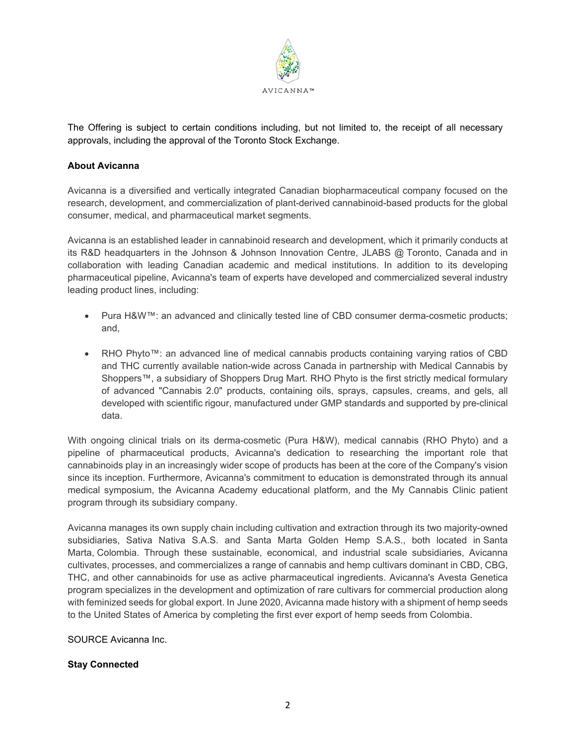The Offering is subject to certain conditions including, but not limited to, the receipt of all necessary approvals, including the approval of the Toronto Stock Exchange.

**About Avicanna**

Avicanna is a diversified and vertically integrated Canadian biopharmaceutical company focused on the research, development, and commercialization of plant-derived cannabinoid-based products for the global consumer, medical, and pharmaceutical market segments.

Avicanna is an established leader in cannabinoid research and development, which it primarily conducts at its R&D headquarters in the Johnson & Johnson Innovation Centre, JLABS @ Toronto, Canada and in collaboration with leading Canadian academic and medical institutions. In addition to its developing pharmaceutical pipeline, Avicanna's team of experts have developed and commercialized several industry leading product lines, including:

- Pura H&W™: an advanced and clinically tested line of CBD consumer derma-cosmetic products; and,
- RHO Phyto™: an advanced line of medical cannabis products containing varying ratios of CBD and THC currently available nation-wide across Canada in partnership with Medical Cannabis by Shoppers™, a subsidiary of Shoppers Drug Mart. RHO Phyto is the first strictly medical formulary of advanced "Cannabis 2.0" products, containing oils, sprays, capsules, creams, and gels, all developed with scientific rigour, manufactured under GMP standards and supported by pre-clinical data.

With ongoing clinical trials on its derma-cosmetic (Pura H&W), medical cannabis (RHO Phyto) and a pipeline of pharmaceutical products, Avicanna's dedication to researching the important role that cannabinoids play in an increasingly wider scope of products has been at the core of the Company's vision since its inception. Furthermore, Avicanna's commitment to education is demonstrated through its annual medical symposium, the Avicanna Academy educational platform, and the My Cannabis Clinic patient program through its subsidiary company.

Avicanna manages its own supply chain including cultivation and extraction through its two majority-owned subsidiaries, Sativa Nativa S.A.S. and Santa Marta Golden Hemp S.A.S., both located in Santa Marta, Colombia. Through these sustainable, economical, and industrial scale subsidiaries, Avicanna cultivates, processes, and commercializes a range of cannabis and hemp cultivars dominant in CBD, CBG, THC, and other cannabinoids for use as active pharmaceutical ingredients. Avicanna's Avesta Genetica program specializes in the development and optimization of rare cultivars for commercial production along with feminized seeds for global export. In June 2020, Avicanna made history with a shipment of hemp seeds to the United States of America by completing the first ever export of hemp seeds from Colombia.

SOURCE Avicanna Inc.

**Stay Connected**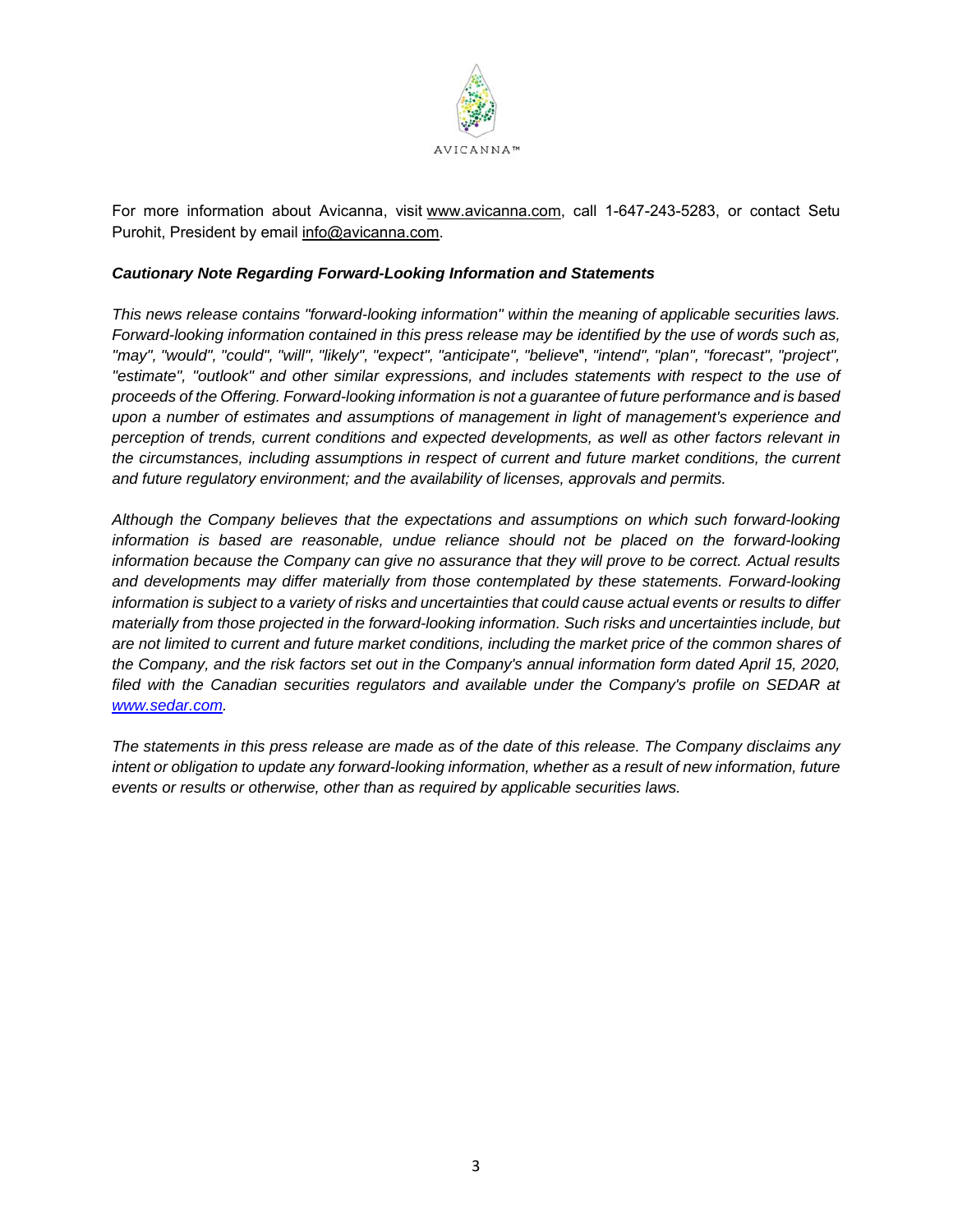AVICANNA™

For more information about Avicanna, visit www.avicanna.com, call 1-647-243-5283, or contact Setu Purohit, President by email info@avicanna.com.

***Cautionary Note Regarding Forward-Looking Information and Statements***

*This news release contains "forward-looking information" within the meaning of applicable securities laws. Forward-looking information contained in this press release may be identified by the use of words such as, "may", "would", "could", "will", "likely", "expect", "anticipate", "believe", "intend", "plan", "forecast", "project", "estimate", "outlook" and other similar expressions, and includes statements with respect to the use of proceeds of the Offering. Forward-looking information is not a guarantee of future performance and is based upon a number of estimates and assumptions of management in light of management's experience and perception of trends, current conditions and expected developments, as well as other factors relevant in the circumstances, including assumptions in respect of current and future market conditions, the current and future regulatory environment; and the availability of licenses, approvals and permits.*

*Although the Company believes that the expectations and assumptions on which such forward-looking information is based are reasonable, undue reliance should not be placed on the forward-looking information because the Company can give no assurance that they will prove to be correct. Actual results and developments may differ materially from those contemplated by these statements. Forward-looking information is subject to a variety of risks and uncertainties that could cause actual events or results to differ materially from those projected in the forward-looking information. Such risks and uncertainties include, but are not limited to current and future market conditions, including the market price of the common shares of the Company, and the risk factors set out in the Company's annual information form dated April 15, 2020, filed with the Canadian securities regulators and available under the Company's profile on SEDAR at www.sedar.com.*

*The statements in this press release are made as of the date of this release. The Company disclaims any intent or obligation to update any forward-looking information, whether as a result of new information, future events or results or otherwise, other than as required by applicable securities laws.*